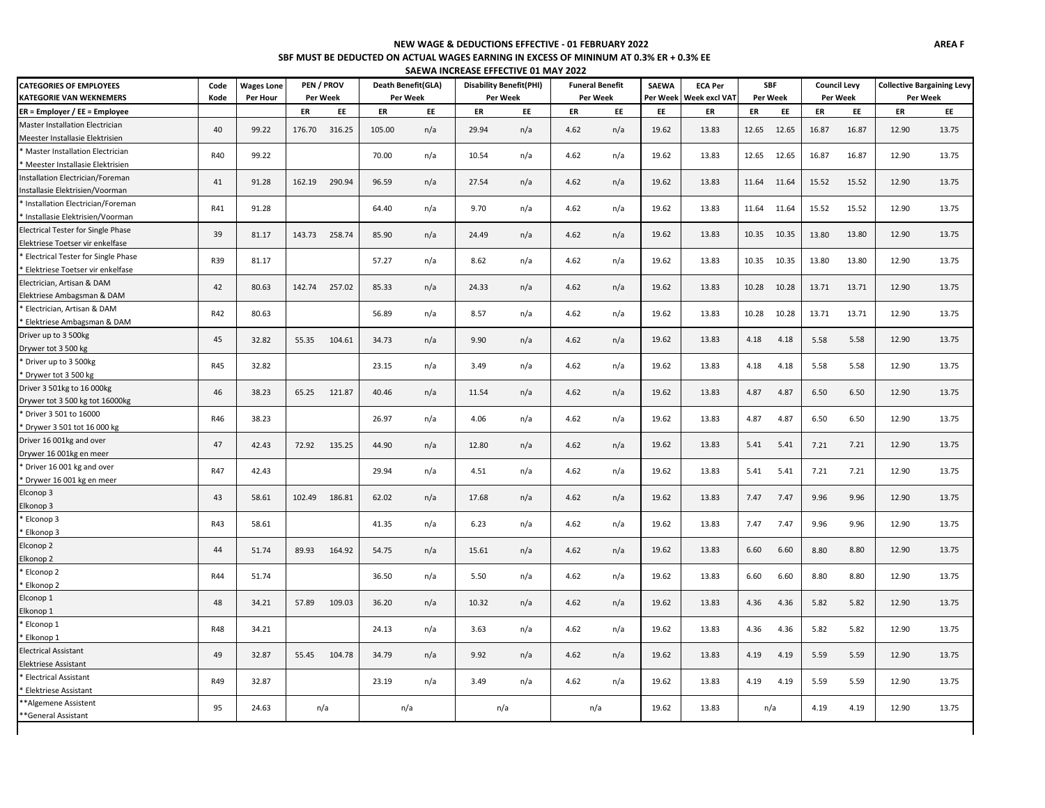**NEW WAGE & DEDUCTIONS EFFECTIVE - 01 FEBRUARY 2022**

**AREA F**

**SBF MUST BE DEDUCTED ON ACTUAL WAGES EARNING IN EXCESS OF MININUM AT 0.3% ER + 0.3% EE**

**SAEWA INCREASE EFFECTIVE 01 MAY 2022**

| CATEGORIES OF EMPLOYEES<br>KATEGORIE VAN WEKNEMERS | Code<br>Kode | Wages Lone<br>Per Hour | PEN / PROV<br>Per Week | | Death Benefit(GLA)<br>Per Week | | Disability Benefit(PHI)<br>Per Week | | Funeral Benefit<br>Per Week | | SAEWA<br>Per Week | ECA Per<br>Week excl VAT | SBF<br>Per Week | | Council Levy<br>Per Week | | Collective Bargaining Levy<br>Per Week | |
|---|---|---|---|---|---|---|---|---|---|---|---|---|---|---|---|---|---|---|
| ER = Employer / EE = Employee | | | ER | EE | ER | EE | ER | EE | ER | EE | EE | ER | ER | EE | ER | EE | ER | EE |
| Master Installation Electrician<br>Meester Installasie Elektrisien | 40 | 99.22 | 176.70 | 316.25 | 105.00 | n/a | 29.94 | n/a | 4.62 | n/a | 19.62 | 13.83 | 12.65 | 12.65 | 16.87 | 16.87 | 12.90 | 13.75 |
| * Master Installation Electrician<br>* Meester Installasie Elektrisien | R40 | 99.22 | | | 70.00 | n/a | 10.54 | n/a | 4.62 | n/a | 19.62 | 13.83 | 12.65 | 12.65 | 16.87 | 16.87 | 12.90 | 13.75 |
| Installation Electrician/Foreman<br>Installasie Elektrisien/Voorman | 41 | 91.28 | 162.19 | 290.94 | 96.59 | n/a | 27.54 | n/a | 4.62 | n/a | 19.62 | 13.83 | 11.64 | 11.64 | 15.52 | 15.52 | 12.90 | 13.75 |
| * Installation Electrician/Foreman<br>* Installasie Elektrisien/Voorman | R41 | 91.28 | | | 64.40 | n/a | 9.70 | n/a | 4.62 | n/a | 19.62 | 13.83 | 11.64 | 11.64 | 15.52 | 15.52 | 12.90 | 13.75 |
| Electrical Tester for Single Phase<br>Elektriese Toetser vir enkelfase | 39 | 81.17 | 143.73 | 258.74 | 85.90 | n/a | 24.49 | n/a | 4.62 | n/a | 19.62 | 13.83 | 10.35 | 10.35 | 13.80 | 13.80 | 12.90 | 13.75 |
| * Electrical Tester for Single Phase<br>* Elektriese Toetser vir enkelfase | R39 | 81.17 | | | 57.27 | n/a | 8.62 | n/a | 4.62 | n/a | 19.62 | 13.83 | 10.35 | 10.35 | 13.80 | 13.80 | 12.90 | 13.75 |
| Electrician, Artisan & DAM<br>Elektriese Ambagsman & DAM | 42 | 80.63 | 142.74 | 257.02 | 85.33 | n/a | 24.33 | n/a | 4.62 | n/a | 19.62 | 13.83 | 10.28 | 10.28 | 13.71 | 13.71 | 12.90 | 13.75 |
| * Electrician, Artisan & DAM<br>* Elektriese Ambagsman & DAM | R42 | 80.63 | | | 56.89 | n/a | 8.57 | n/a | 4.62 | n/a | 19.62 | 13.83 | 10.28 | 10.28 | 13.71 | 13.71 | 12.90 | 13.75 |
| Driver up to 3 500kg<br>Drywer tot 3 500 kg | 45 | 32.82 | 55.35 | 104.61 | 34.73 | n/a | 9.90 | n/a | 4.62 | n/a | 19.62 | 13.83 | 4.18 | 4.18 | 5.58 | 5.58 | 12.90 | 13.75 |
| * Driver up to 3 500kg<br>* Drywer tot 3 500 kg | R45 | 32.82 | | | 23.15 | n/a | 3.49 | n/a | 4.62 | n/a | 19.62 | 13.83 | 4.18 | 4.18 | 5.58 | 5.58 | 12.90 | 13.75 |
| Driver 3 501kg to 16 000kg<br>Drywer tot 3 500 kg tot 16000kg | 46 | 38.23 | 65.25 | 121.87 | 40.46 | n/a | 11.54 | n/a | 4.62 | n/a | 19.62 | 13.83 | 4.87 | 4.87 | 6.50 | 6.50 | 12.90 | 13.75 |
| * Driver 3 501 to 16000<br>* Drywer 3 501 tot 16 000 kg | R46 | 38.23 | | | 26.97 | n/a | 4.06 | n/a | 4.62 | n/a | 19.62 | 13.83 | 4.87 | 4.87 | 6.50 | 6.50 | 12.90 | 13.75 |
| Driver 16 001kg and over<br>Drywer 16 001kg en meer | 47 | 42.43 | 72.92 | 135.25 | 44.90 | n/a | 12.80 | n/a | 4.62 | n/a | 19.62 | 13.83 | 5.41 | 5.41 | 7.21 | 7.21 | 12.90 | 13.75 |
| * Driver 16 001 kg and over<br>* Drywer 16 001 kg en meer | R47 | 42.43 | | | 29.94 | n/a | 4.51 | n/a | 4.62 | n/a | 19.62 | 13.83 | 5.41 | 5.41 | 7.21 | 7.21 | 12.90 | 13.75 |
| Elconop 3<br>Elkonop 3 | 43 | 58.61 | 102.49 | 186.81 | 62.02 | n/a | 17.68 | n/a | 4.62 | n/a | 19.62 | 13.83 | 7.47 | 7.47 | 9.96 | 9.96 | 12.90 | 13.75 |
| * Elconop 3<br>* Elkonop 3 | R43 | 58.61 | | | 41.35 | n/a | 6.23 | n/a | 4.62 | n/a | 19.62 | 13.83 | 7.47 | 7.47 | 9.96 | 9.96 | 12.90 | 13.75 |
| Elconop 2<br>Elkonop 2 | 44 | 51.74 | 89.93 | 164.92 | 54.75 | n/a | 15.61 | n/a | 4.62 | n/a | 19.62 | 13.83 | 6.60 | 6.60 | 8.80 | 8.80 | 12.90 | 13.75 |
| * Elconop 2<br>* Elkonop 2 | R44 | 51.74 | | | 36.50 | n/a | 5.50 | n/a | 4.62 | n/a | 19.62 | 13.83 | 6.60 | 6.60 | 8.80 | 8.80 | 12.90 | 13.75 |
| Elconop 1<br>Elkonop 1 | 48 | 34.21 | 57.89 | 109.03 | 36.20 | n/a | 10.32 | n/a | 4.62 | n/a | 19.62 | 13.83 | 4.36 | 4.36 | 5.82 | 5.82 | 12.90 | 13.75 |
| * Elconop 1<br>* Elkonop 1 | R48 | 34.21 | | | 24.13 | n/a | 3.63 | n/a | 4.62 | n/a | 19.62 | 13.83 | 4.36 | 4.36 | 5.82 | 5.82 | 12.90 | 13.75 |
| Electrical Assistant<br>Elektriese Assistant | 49 | 32.87 | 55.45 | 104.78 | 34.79 | n/a | 9.92 | n/a | 4.62 | n/a | 19.62 | 13.83 | 4.19 | 4.19 | 5.59 | 5.59 | 12.90 | 13.75 |
| * Electrical Assistant<br>* Elektriese Assistant | R49 | 32.87 | | | 23.19 | n/a | 3.49 | n/a | 4.62 | n/a | 19.62 | 13.83 | 4.19 | 4.19 | 5.59 | 5.59 | 12.90 | 13.75 |
| **Algemene Assistent<br>**General Assistant | 95 | 24.63 | n/a | | n/a | | n/a | | n/a | | 19.62 | 13.83 | n/a | | 4.19 | 4.19 | 12.90 | 13.75 |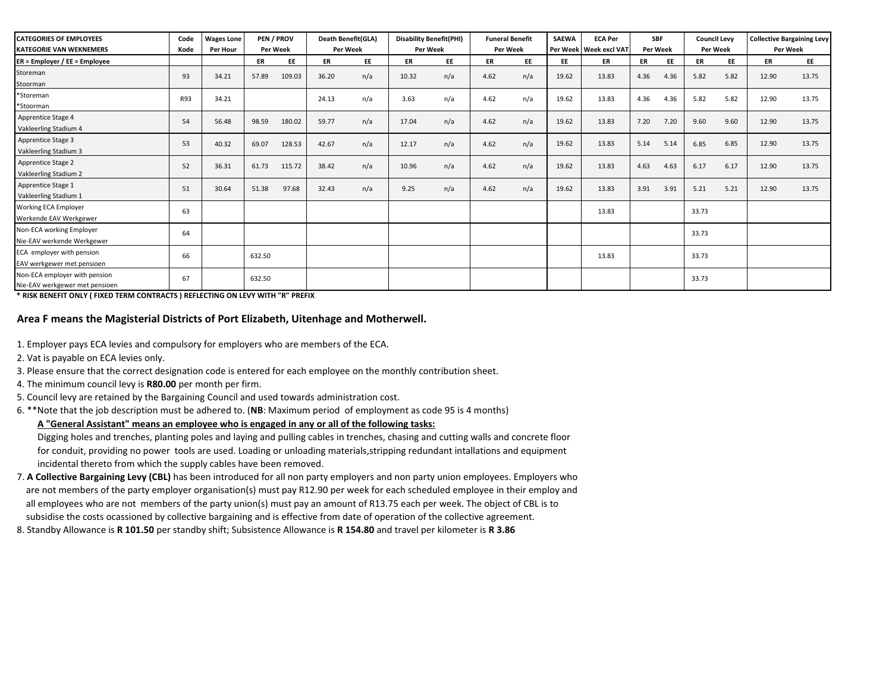| CATEGORIES OF EMPLOYEES<br>KATEGORIE VAN WEKNEMERS | Code<br>Kode | Wages Lone<br>Per Hour | PEN / PROV<br>Per Week | | Death Benefit(GLA)<br>Per Week | | Disability Benefit(PHI)<br>Per Week | | Funeral Benefit<br>Per Week | | SAEWA<br>Per Week | ECA Per<br>Week excl VAT | SBF<br>Per Week | | Council Levy<br>Per Week | | Collective Bargaining Levy<br>Per Week | |
|---|---|---|---|---|---|---|---|---|---|---|---|---|---|---|---|---|---|---|
| ER = Employer / EE = Employee | | | ER | EE | ER | EE | ER | EE | ER | EE | EE | ER | ER | EE | ER | EE | ER | EE |
| Storeman<br>Stoorman | 93 | 34.21 | 57.89 | 109.03 | 36.20 | n/a | 10.32 | n/a | 4.62 | n/a | 19.62 | 13.83 | 4.36 | 4.36 | 5.82 | 5.82 | 12.90 | 13.75 |
| *Storeman<br>*Stoorman | R93 | 34.21 | | | 24.13 | n/a | 3.63 | n/a | 4.62 | n/a | 19.62 | 13.83 | 4.36 | 4.36 | 5.82 | 5.82 | 12.90 | 13.75 |
| Apprentice Stage 4<br>Vakleerling Stadium 4 | 54 | 56.48 | 98.59 | 180.02 | 59.77 | n/a | 17.04 | n/a | 4.62 | n/a | 19.62 | 13.83 | 7.20 | 7.20 | 9.60 | 9.60 | 12.90 | 13.75 |
| Apprentice Stage 3<br>Vakleerling Stadium 3 | 53 | 40.32 | 69.07 | 128.53 | 42.67 | n/a | 12.17 | n/a | 4.62 | n/a | 19.62 | 13.83 | 5.14 | 5.14 | 6.85 | 6.85 | 12.90 | 13.75 |
| Apprentice Stage 2<br>Vakleerling Stadium 2 | 52 | 36.31 | 61.73 | 115.72 | 38.42 | n/a | 10.96 | n/a | 4.62 | n/a | 19.62 | 13.83 | 4.63 | 4.63 | 6.17 | 6.17 | 12.90 | 13.75 |
| Apprentice Stage 1<br>Vakleerling Stadium 1 | 51 | 30.64 | 51.38 | 97.68 | 32.43 | n/a | 9.25 | n/a | 4.62 | n/a | 19.62 | 13.83 | 3.91 | 3.91 | 5.21 | 5.21 | 12.90 | 13.75 |
| Working ECA Employer<br>Werkende EAV Werkgewer | 63 | | | | | | | | | | | 13.83 | | | 33.73 | | | |
| Non-ECA working Employer<br>Nie-EAV werkende Werkgewer | 64 | | | | | | | | | | | | | | 33.73 | | | |
| ECA employer with pension<br>EAV werkgewer met pensioen | 66 | | 632.50 | | | | | | | | | 13.83 | | | 33.73 | | | |
| Non-ECA employer with pension<br>Nie-EAV werkgewer met pensioen | 67 | | 632.50 | | | | | | | | | | | | 33.73 | | | |

**\* RISK BENEFIT ONLY ( FIXED TERM CONTRACTS ) REFLECTING ON LEVY WITH "R" PREFIX**

**Area F means the Magisterial Districts of Port Elizabeth, Uitenhage and Motherwell.**

1. Employer pays ECA levies and compulsory for employers who are members of the ECA.
2. Vat is payable on ECA levies only.
3. Please ensure that the correct designation code is entered for each employee on the monthly contribution sheet.
4. The minimum council levy is **R80.00** per month per firm.
5. Council levy are retained by the Bargaining Council and used towards administration cost.
6. **Note that the job description must be adhered to. (**NB**: Maximum period of employment as code 95 is 4 months)

   **A "General Assistant" means an employee who is engaged in any or all of the following tasks:**

   Digging holes and trenches, planting poles and laying and pulling cables in trenches, chasing and cutting walls and concrete floor for conduit, providing no power tools are used. Loading or unloading materials,stripping redundant intallations and equipment incidental thereto from which the supply cables have been removed.
7. **A Collective Bargaining Levy (CBL)** has been introduced for all non party employers and non party union employees. Employers who are not members of the party employer organisation(s) must pay R12.90 per week for each scheduled employee in their employ and all employees who are not members of the party union(s) must pay an amount of R13.75 each per week. The object of CBL is to subsidise the costs ocassioned by collective bargaining and is effective from date of operation of the collective agreement.
8. Standby Allowance is **R 101.50** per standby shift; Subsistence Allowance is **R 154.80** and travel per kilometer is **R 3.86**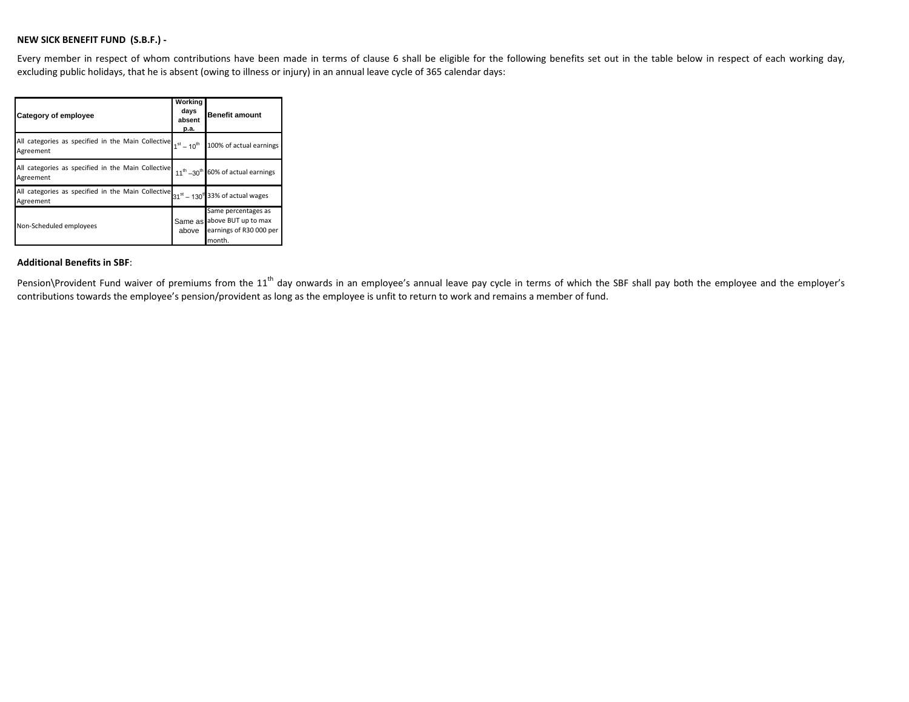**NEW SICK BENEFIT FUND (S.B.F.) -**

Every member in respect of whom contributions have been made in terms of clause 6 shall be eligible for the following benefits set out in the table below in respect of each working day, excluding public holidays, that he is absent (owing to illness or injury) in an annual leave cycle of 365 calendar days:

| Category of employee | Working days absent p.a. | Benefit amount |
|---|---|---|
| All categories as specified in the Main Collective Agreement | 1st – 10th | 100% of actual earnings |
| All categories as specified in the Main Collective Agreement | 11th –30th | 60% of actual earnings |
| All categories as specified in the Main Collective Agreement | 31st – 130th | 33% of actual wages |
| Non-Scheduled employees | Same as above | Same percentages as above BUT up to max earnings of R30 000 per month. |

**Additional Benefits in SBF**:

Pension\Provident Fund waiver of premiums from the 11th day onwards in an employee's annual leave pay cycle in terms of which the SBF shall pay both the employee and the employer's contributions towards the employee's pension/provident as long as the employee is unfit to return to work and remains a member of fund.